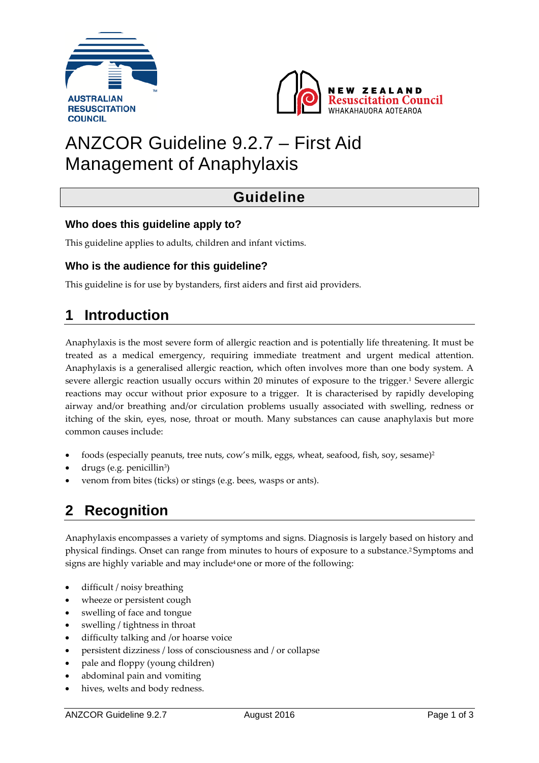AUSTRALIAN RESUSCITATION COUNCIL

NEW ZEALAND Resuscitation Council WHAKAHAUORA AOTEAROA

# ANZCOR Guideline 9.2.7 – First Aid Management of Anaphylaxis

## Guideline

### Who does this guideline apply to?

This guideline applies to adults, children and infant victims.

### Who is the audience for this guideline?

This guideline is for use by bystanders, first aiders and first aid providers.

## 1 Introduction

Anaphylaxis is the most severe form of allergic reaction and is potentially life threatening. It must be treated as a medical emergency, requiring immediate treatment and urgent medical attention. Anaphylaxis is a generalised allergic reaction, which often involves more than one body system. A severe allergic reaction usually occurs within 20 minutes of exposure to the trigger.[1] Severe allergic reactions may occur without prior exposure to a trigger. It is characterised by rapidly developing airway and/or breathing and/or circulation problems usually associated with swelling, redness or itching of the skin, eyes, nose, throat or mouth. Many substances can cause anaphylaxis but more common causes include:

- foods (especially peanuts, tree nuts, cow's milk, eggs, wheat, seafood, fish, soy, sesame)[2]
- drugs (e.g. penicillin[3])
- venom from bites (ticks) or stings (e.g. bees, wasps or ants).

## 2 Recognition

Anaphylaxis encompasses a variety of symptoms and signs. Diagnosis is largely based on history and physical findings. Onset can range from minutes to hours of exposure to a substance.[2] Symptoms and signs are highly variable and may include[4] one or more of the following:

- difficult / noisy breathing
- wheeze or persistent cough
- swelling of face and tongue
- swelling / tightness in throat
- difficulty talking and /or hoarse voice
- persistent dizziness / loss of consciousness and / or collapse
- pale and floppy (young children)
- abdominal pain and vomiting
- hives, welts and body redness.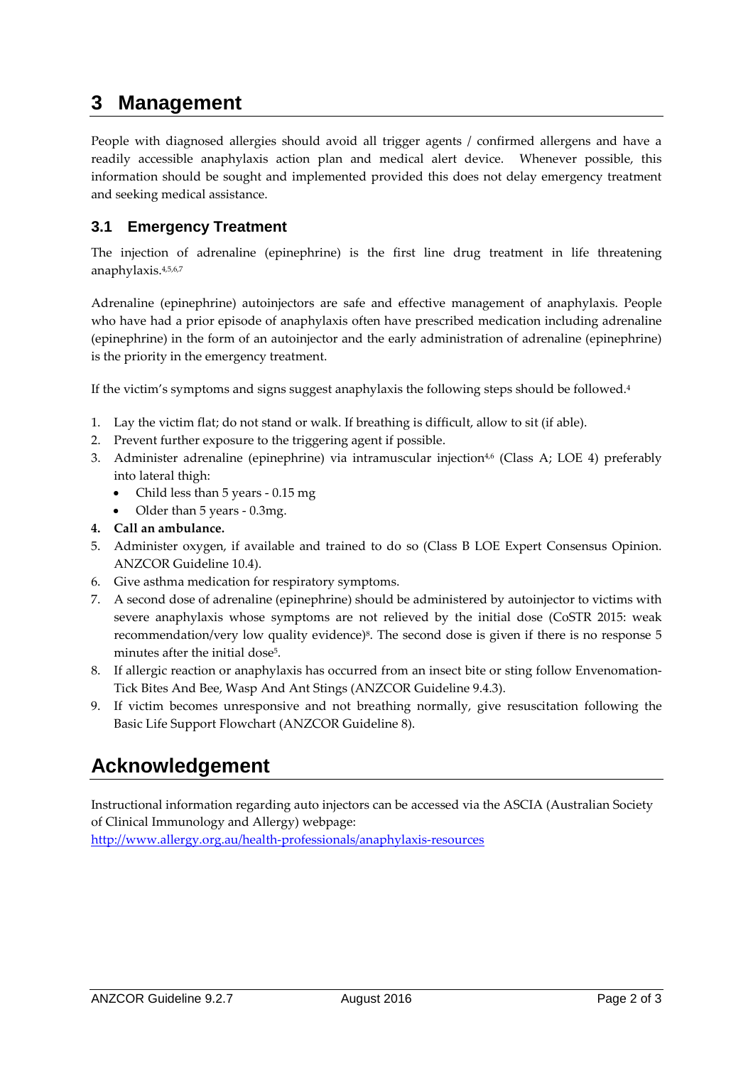# 3 Management

People with diagnosed allergies should avoid all trigger agents / confirmed allergens and have a readily accessible anaphylaxis action plan and medical alert device. Whenever possible, this information should be sought and implemented provided this does not delay emergency treatment and seeking medical assistance.

## 3.1 Emergency Treatment

The injection of adrenaline (epinephrine) is the first line drug treatment in life threatening anaphylaxis.[4,5,6,7]

Adrenaline (epinephrine) autoinjectors are safe and effective management of anaphylaxis. People who have had a prior episode of anaphylaxis often have prescribed medication including adrenaline (epinephrine) in the form of an autoinjector and the early administration of adrenaline (epinephrine) is the priority in the emergency treatment.

If the victim's symptoms and signs suggest anaphylaxis the following steps should be followed.[4]

1. Lay the victim flat; do not stand or walk. If breathing is difficult, allow to sit (if able).
2. Prevent further exposure to the triggering agent if possible.
3. Administer adrenaline (epinephrine) via intramuscular injection[4,6] (Class A; LOE 4) preferably into lateral thigh:
   - Child less than 5 years - 0.15 mg
   - Older than 5 years - 0.3mg.
4. **Call an ambulance.**
5. Administer oxygen, if available and trained to do so (Class B LOE Expert Consensus Opinion. ANZCOR Guideline 10.4).
6. Give asthma medication for respiratory symptoms.
7. A second dose of adrenaline (epinephrine) should be administered by autoinjector to victims with severe anaphylaxis whose symptoms are not relieved by the initial dose (CoSTR 2015: weak recommendation/very low quality evidence)[8]. The second dose is given if there is no response 5 minutes after the initial dose[5].
8. If allergic reaction or anaphylaxis has occurred from an insect bite or sting follow Envenomation-Tick Bites And Bee, Wasp And Ant Stings (ANZCOR Guideline 9.4.3).
9. If victim becomes unresponsive and not breathing normally, give resuscitation following the Basic Life Support Flowchart (ANZCOR Guideline 8).

# Acknowledgement

Instructional information regarding auto injectors can be accessed via the ASCIA (Australian Society of Clinical Immunology and Allergy) webpage:
http://www.allergy.org.au/health-professionals/anaphylaxis-resources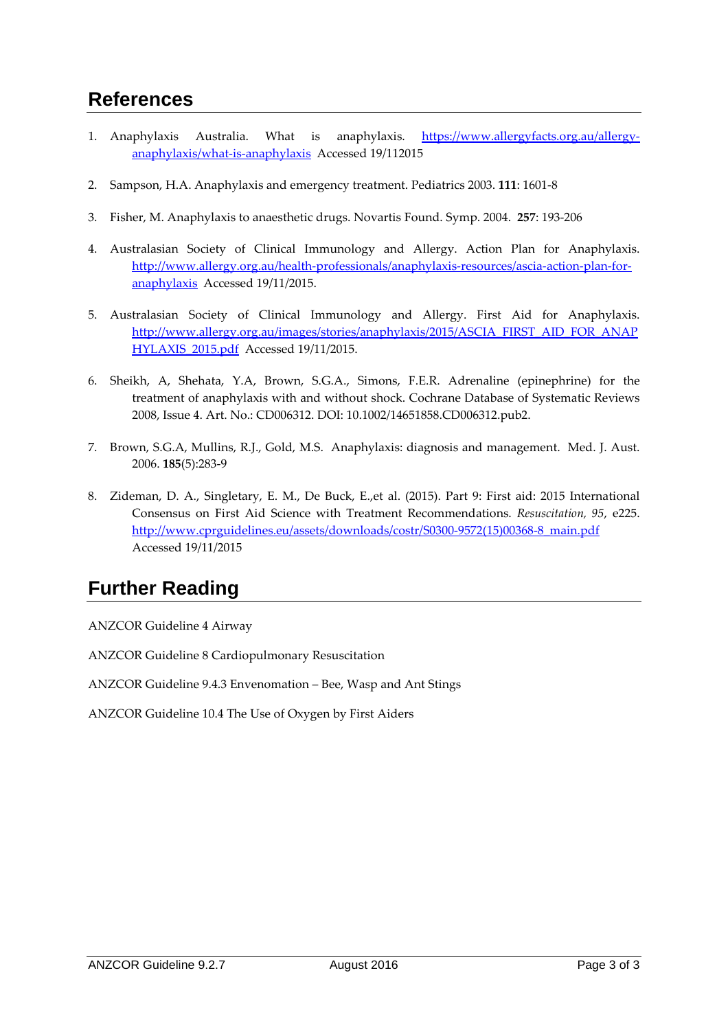## References

1. Anaphylaxis Australia. What is anaphylaxis. https://www.allergyfacts.org.au/allergy-anaphylaxis/what-is-anaphylaxis Accessed 19/112015

2. Sampson, H.A. Anaphylaxis and emergency treatment. Pediatrics 2003. **111**: 1601-8

3. Fisher, M. Anaphylaxis to anaesthetic drugs. Novartis Found. Symp. 2004. **257**: 193-206

4. Australasian Society of Clinical Immunology and Allergy. Action Plan for Anaphylaxis. http://www.allergy.org.au/health-professionals/anaphylaxis-resources/ascia-action-plan-for-anaphylaxis Accessed 19/11/2015.

5. Australasian Society of Clinical Immunology and Allergy. First Aid for Anaphylaxis. http://www.allergy.org.au/images/stories/anaphylaxis/2015/ASCIA_FIRST_AID_FOR_ANAPHYLAXIS_2015.pdf Accessed 19/11/2015.

6. Sheikh, A, Shehata, Y.A, Brown, S.G.A., Simons, F.E.R. Adrenaline (epinephrine) for the treatment of anaphylaxis with and without shock. Cochrane Database of Systematic Reviews 2008, Issue 4. Art. No.: CD006312. DOI: 10.1002/14651858.CD006312.pub2.

7. Brown, S.G.A, Mullins, R.J., Gold, M.S. Anaphylaxis: diagnosis and management. Med. J. Aust. 2006. **185**(5):283-9

8. Zideman, D. A., Singletary, E. M., De Buck, E.,et al. (2015). Part 9: First aid: 2015 International Consensus on First Aid Science with Treatment Recommendations. *Resuscitation, 95*, e225. http://www.cprguidelines.eu/assets/downloads/costr/S0300-9572(15)00368-8_main.pdf Accessed 19/11/2015

## Further Reading

ANZCOR Guideline 4 Airway

ANZCOR Guideline 8 Cardiopulmonary Resuscitation

ANZCOR Guideline 9.4.3 Envenomation – Bee, Wasp and Ant Stings

ANZCOR Guideline 10.4 The Use of Oxygen by First Aiders